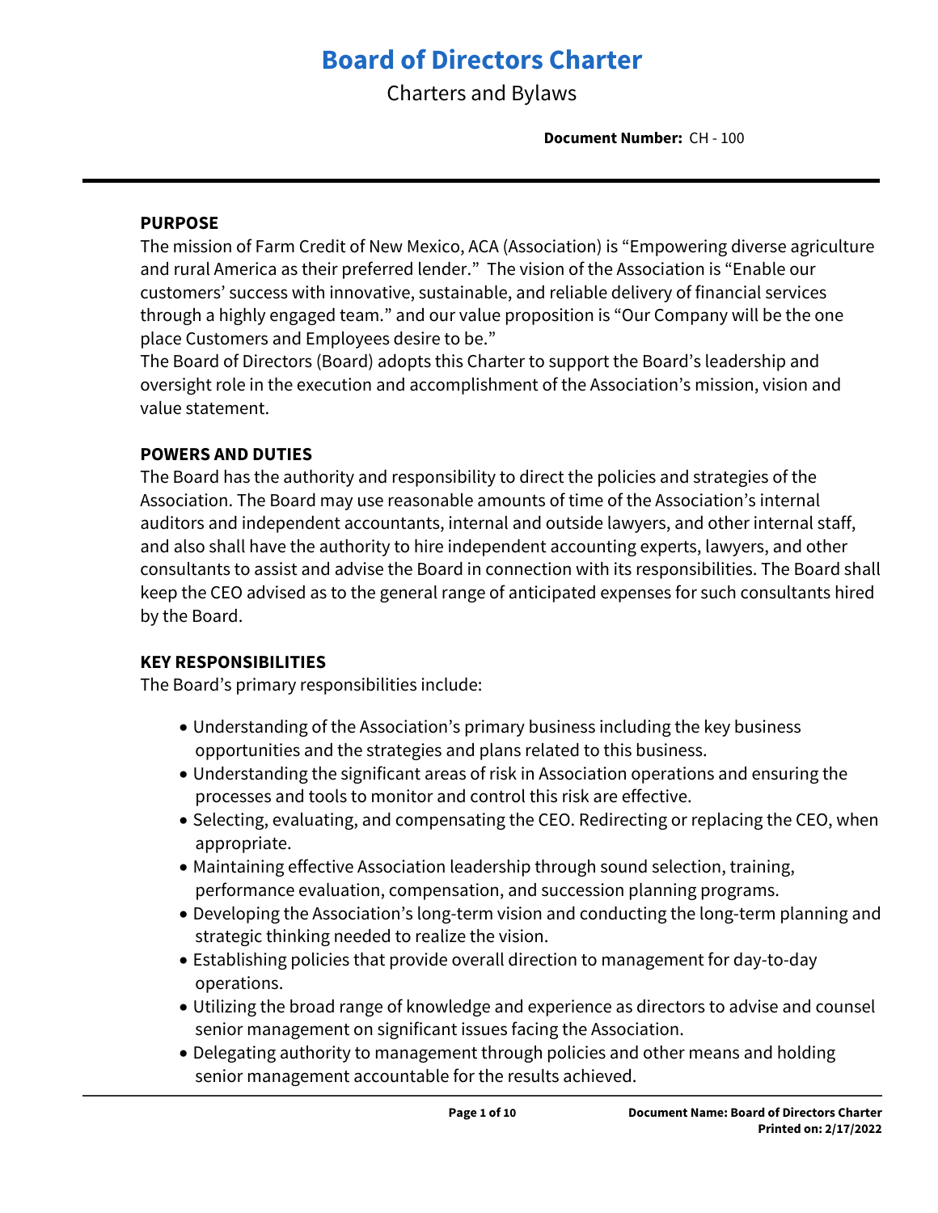# Board of Directors Charter

Charters and Bylaws

**Document Number:** CH - 100

---

**PURPOSE**

The mission of Farm Credit of New Mexico, ACA (Association) is "Empowering diverse agriculture and rural America as their preferred lender." The vision of the Association is "Enable our customers' success with innovative, sustainable, and reliable delivery of financial services through a highly engaged team." and our value proposition is "Our Company will be the one place Customers and Employees desire to be."

The Board of Directors (Board) adopts this Charter to support the Board's leadership and oversight role in the execution and accomplishment of the Association's mission, vision and value statement.

**POWERS AND DUTIES**

The Board has the authority and responsibility to direct the policies and strategies of the Association. The Board may use reasonable amounts of time of the Association's internal auditors and independent accountants, internal and outside lawyers, and other internal staff, and also shall have the authority to hire independent accounting experts, lawyers, and other consultants to assist and advise the Board in connection with its responsibilities. The Board shall keep the CEO advised as to the general range of anticipated expenses for such consultants hired by the Board.

**KEY RESPONSIBILITIES**

The Board's primary responsibilities include:

- Understanding of the Association's primary business including the key business opportunities and the strategies and plans related to this business.
- Understanding the significant areas of risk in Association operations and ensuring the processes and tools to monitor and control this risk are effective.
- Selecting, evaluating, and compensating the CEO. Redirecting or replacing the CEO, when appropriate.
- Maintaining effective Association leadership through sound selection, training, performance evaluation, compensation, and succession planning programs.
- Developing the Association's long-term vision and conducting the long-term planning and strategic thinking needed to realize the vision.
- Establishing policies that provide overall direction to management for day-to-day operations.
- Utilizing the broad range of knowledge and experience as directors to advise and counsel senior management on significant issues facing the Association.
- Delegating authority to management through policies and other means and holding senior management accountable for the results achieved.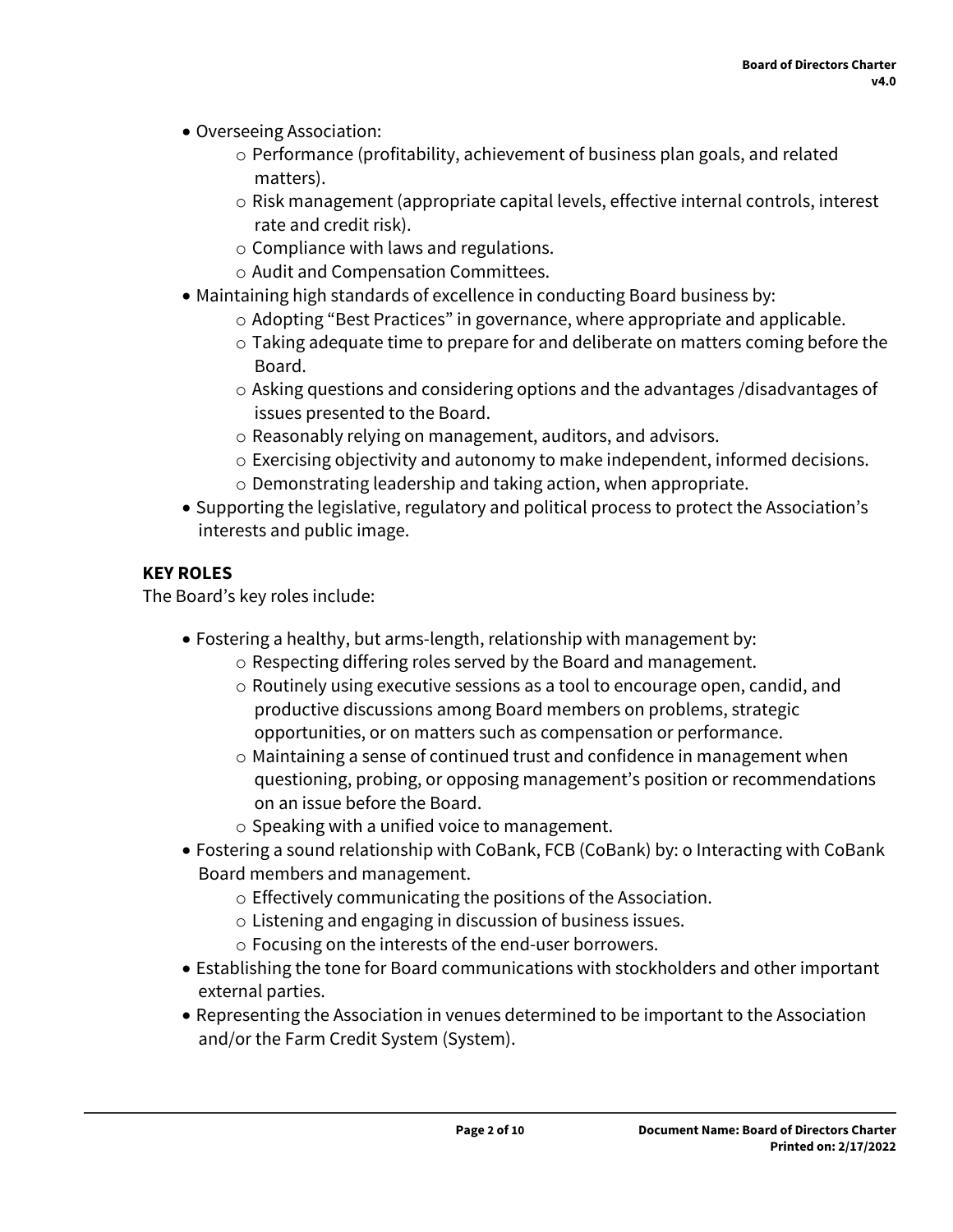- Overseeing Association:
  - Performance (profitability, achievement of business plan goals, and related matters).
  - Risk management (appropriate capital levels, effective internal controls, interest rate and credit risk).
  - Compliance with laws and regulations.
  - Audit and Compensation Committees.
- Maintaining high standards of excellence in conducting Board business by:
  - Adopting “Best Practices” in governance, where appropriate and applicable.
  - Taking adequate time to prepare for and deliberate on matters coming before the Board.
  - Asking questions and considering options and the advantages /disadvantages of issues presented to the Board.
  - Reasonably relying on management, auditors, and advisors.
  - Exercising objectivity and autonomy to make independent, informed decisions.
  - Demonstrating leadership and taking action, when appropriate.
- Supporting the legislative, regulatory and political process to protect the Association’s interests and public image.

**KEY ROLES**

The Board’s key roles include:

- Fostering a healthy, but arms-length, relationship with management by:
  - Respecting differing roles served by the Board and management.
  - Routinely using executive sessions as a tool to encourage open, candid, and productive discussions among Board members on problems, strategic opportunities, or on matters such as compensation or performance.
  - Maintaining a sense of continued trust and confidence in management when questioning, probing, or opposing management’s position or recommendations on an issue before the Board.
  - Speaking with a unified voice to management.
- Fostering a sound relationship with CoBank, FCB (CoBank) by: o Interacting with CoBank Board members and management.
  - Effectively communicating the positions of the Association.
  - Listening and engaging in discussion of business issues.
  - Focusing on the interests of the end-user borrowers.
- Establishing the tone for Board communications with stockholders and other important external parties.
- Representing the Association in venues determined to be important to the Association and/or the Farm Credit System (System).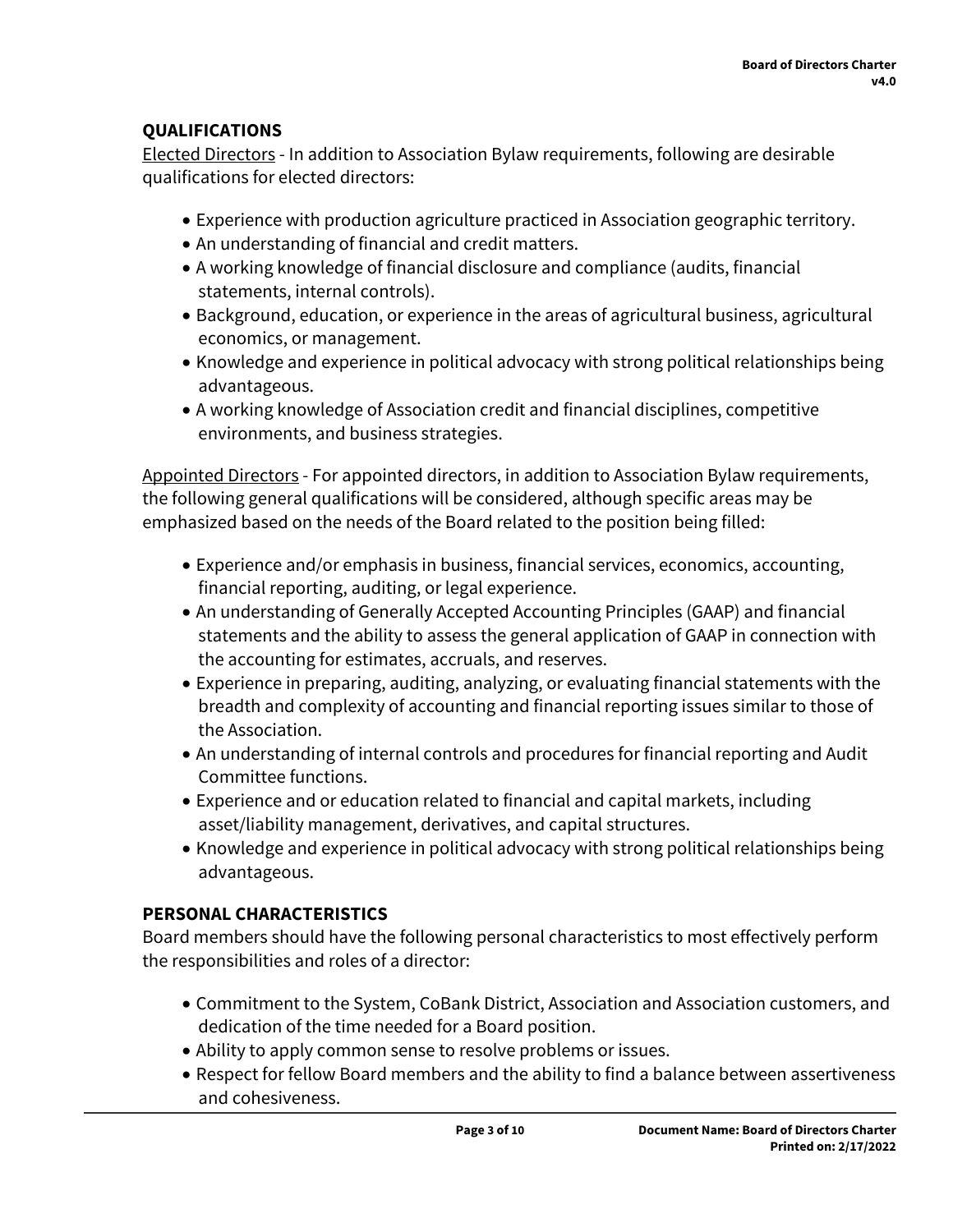## QUALIFICATIONS

Elected Directors - In addition to Association Bylaw requirements, following are desirable qualifications for elected directors:

- Experience with production agriculture practiced in Association geographic territory.
- An understanding of financial and credit matters.
- A working knowledge of financial disclosure and compliance (audits, financial statements, internal controls).
- Background, education, or experience in the areas of agricultural business, agricultural economics, or management.
- Knowledge and experience in political advocacy with strong political relationships being advantageous.
- A working knowledge of Association credit and financial disciplines, competitive environments, and business strategies.

Appointed Directors - For appointed directors, in addition to Association Bylaw requirements, the following general qualifications will be considered, although specific areas may be emphasized based on the needs of the Board related to the position being filled:

- Experience and/or emphasis in business, financial services, economics, accounting, financial reporting, auditing, or legal experience.
- An understanding of Generally Accepted Accounting Principles (GAAP) and financial statements and the ability to assess the general application of GAAP in connection with the accounting for estimates, accruals, and reserves.
- Experience in preparing, auditing, analyzing, or evaluating financial statements with the breadth and complexity of accounting and financial reporting issues similar to those of the Association.
- An understanding of internal controls and procedures for financial reporting and Audit Committee functions.
- Experience and or education related to financial and capital markets, including asset/liability management, derivatives, and capital structures.
- Knowledge and experience in political advocacy with strong political relationships being advantageous.

## PERSONAL CHARACTERISTICS

Board members should have the following personal characteristics to most effectively perform the responsibilities and roles of a director:

- Commitment to the System, CoBank District, Association and Association customers, and dedication of the time needed for a Board position.
- Ability to apply common sense to resolve problems or issues.
- Respect for fellow Board members and the ability to find a balance between assertiveness and cohesiveness.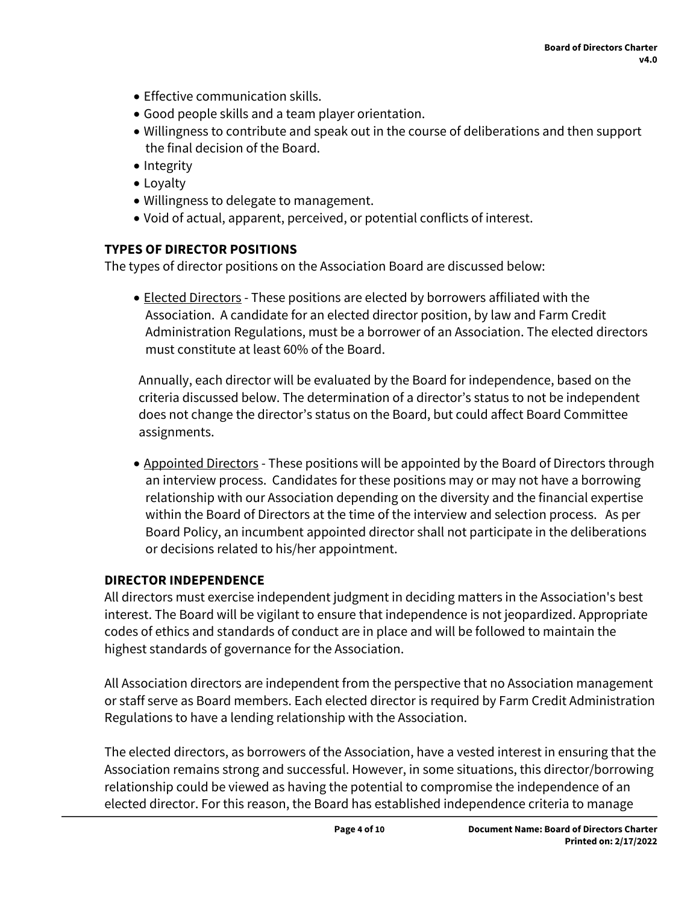- Effective communication skills.
- Good people skills and a team player orientation.
- Willingness to contribute and speak out in the course of deliberations and then support the final decision of the Board.
- Integrity
- Loyalty
- Willingness to delegate to management.
- Void of actual, apparent, perceived, or potential conflicts of interest.

### TYPES OF DIRECTOR POSITIONS

The types of director positions on the Association Board are discussed below:

- Elected Directors - These positions are elected by borrowers affiliated with the Association. A candidate for an elected director position, by law and Farm Credit Administration Regulations, must be a borrower of an Association. The elected directors must constitute at least 60% of the Board.

  Annually, each director will be evaluated by the Board for independence, based on the criteria discussed below. The determination of a director's status to not be independent does not change the director's status on the Board, but could affect Board Committee assignments.

- Appointed Directors - These positions will be appointed by the Board of Directors through an interview process. Candidates for these positions may or may not have a borrowing relationship with our Association depending on the diversity and the financial expertise within the Board of Directors at the time of the interview and selection process. As per Board Policy, an incumbent appointed director shall not participate in the deliberations or decisions related to his/her appointment.

### DIRECTOR INDEPENDENCE

All directors must exercise independent judgment in deciding matters in the Association's best interest. The Board will be vigilant to ensure that independence is not jeopardized. Appropriate codes of ethics and standards of conduct are in place and will be followed to maintain the highest standards of governance for the Association.

All Association directors are independent from the perspective that no Association management or staff serve as Board members. Each elected director is required by Farm Credit Administration Regulations to have a lending relationship with the Association.

The elected directors, as borrowers of the Association, have a vested interest in ensuring that the Association remains strong and successful. However, in some situations, this director/borrowing relationship could be viewed as having the potential to compromise the independence of an elected director. For this reason, the Board has established independence criteria to manage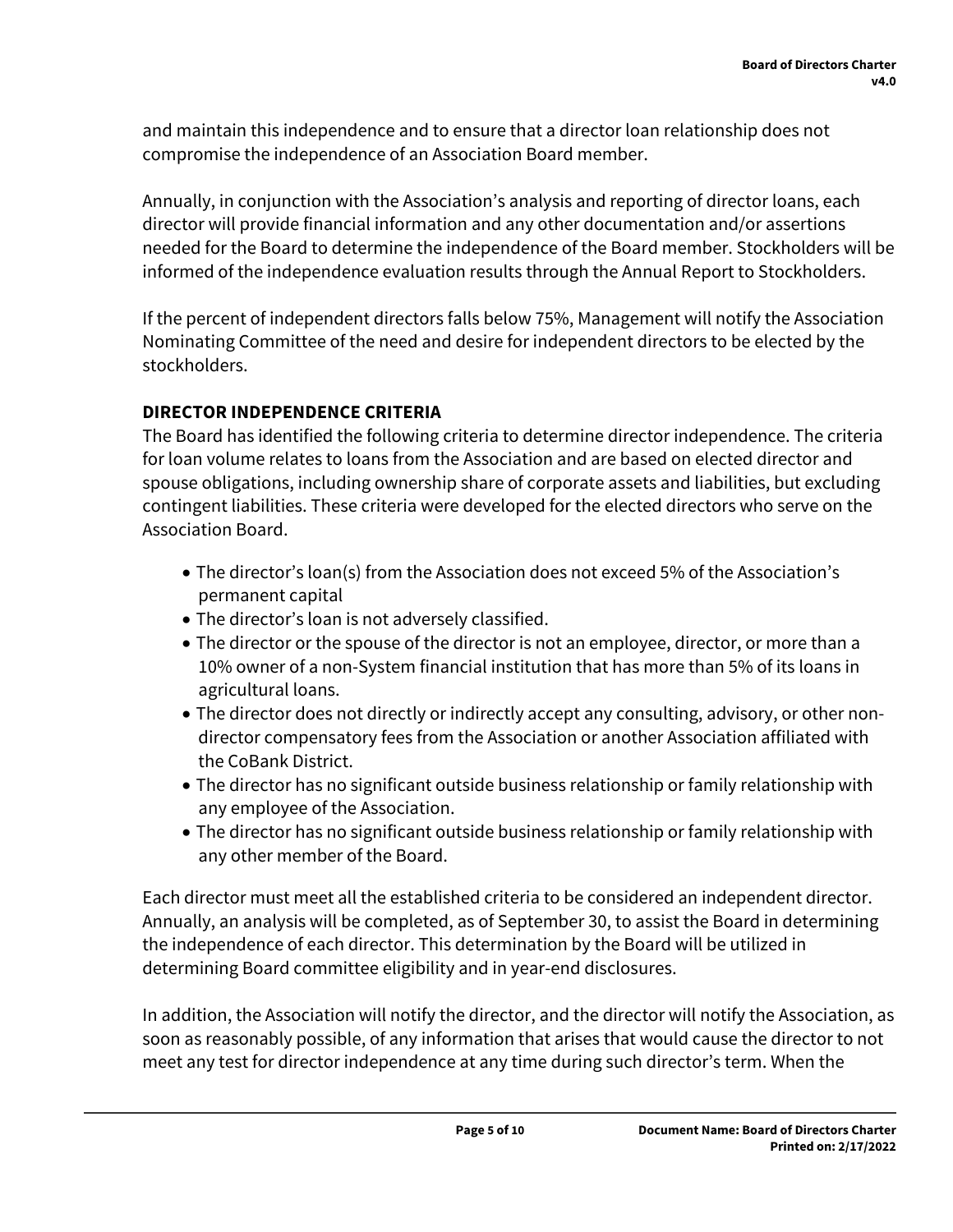and maintain this independence and to ensure that a director loan relationship does not compromise the independence of an Association Board member.

Annually, in conjunction with the Association's analysis and reporting of director loans, each director will provide financial information and any other documentation and/or assertions needed for the Board to determine the independence of the Board member. Stockholders will be informed of the independence evaluation results through the Annual Report to Stockholders.

If the percent of independent directors falls below 75%, Management will notify the Association Nominating Committee of the need and desire for independent directors to be elected by the stockholders.

## DIRECTOR INDEPENDENCE CRITERIA

The Board has identified the following criteria to determine director independence. The criteria for loan volume relates to loans from the Association and are based on elected director and spouse obligations, including ownership share of corporate assets and liabilities, but excluding contingent liabilities. These criteria were developed for the elected directors who serve on the Association Board.

- The director's loan(s) from the Association does not exceed 5% of the Association's permanent capital
- The director's loan is not adversely classified.
- The director or the spouse of the director is not an employee, director, or more than a 10% owner of a non-System financial institution that has more than 5% of its loans in agricultural loans.
- The director does not directly or indirectly accept any consulting, advisory, or other non-director compensatory fees from the Association or another Association affiliated with the CoBank District.
- The director has no significant outside business relationship or family relationship with any employee of the Association.
- The director has no significant outside business relationship or family relationship with any other member of the Board.

Each director must meet all the established criteria to be considered an independent director. Annually, an analysis will be completed, as of September 30, to assist the Board in determining the independence of each director. This determination by the Board will be utilized in determining Board committee eligibility and in year-end disclosures.

In addition, the Association will notify the director, and the director will notify the Association, as soon as reasonably possible, of any information that arises that would cause the director to not meet any test for director independence at any time during such director's term. When the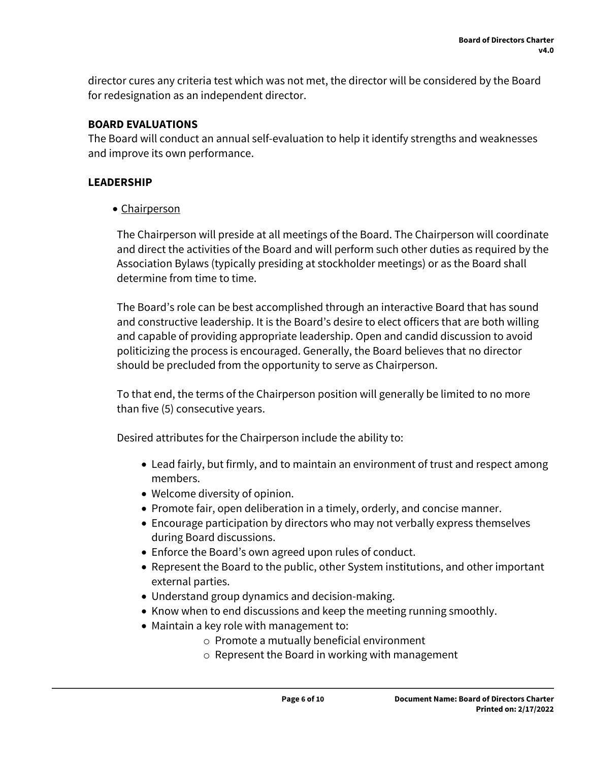director cures any criteria test which was not met, the director will be considered by the Board for redesignation as an independent director.

**BOARD EVALUATIONS**

The Board will conduct an annual self-evaluation to help it identify strengths and weaknesses and improve its own performance.

**LEADERSHIP**

- <u>Chairperson</u>

  The Chairperson will preside at all meetings of the Board. The Chairperson will coordinate and direct the activities of the Board and will perform such other duties as required by the Association Bylaws (typically presiding at stockholder meetings) or as the Board shall determine from time to time.

  The Board's role can be best accomplished through an interactive Board that has sound and constructive leadership. It is the Board's desire to elect officers that are both willing and capable of providing appropriate leadership. Open and candid discussion to avoid politicizing the process is encouraged. Generally, the Board believes that no director should be precluded from the opportunity to serve as Chairperson.

  To that end, the terms of the Chairperson position will generally be limited to no more than five (5) consecutive years.

  Desired attributes for the Chairperson include the ability to:

  - Lead fairly, but firmly, and to maintain an environment of trust and respect among members.
  - Welcome diversity of opinion.
  - Promote fair, open deliberation in a timely, orderly, and concise manner.
  - Encourage participation by directors who may not verbally express themselves during Board discussions.
  - Enforce the Board's own agreed upon rules of conduct.
  - Represent the Board to the public, other System institutions, and other important external parties.
  - Understand group dynamics and decision-making.
  - Know when to end discussions and keep the meeting running smoothly.
  - Maintain a key role with management to:
    - Promote a mutually beneficial environment
    - Represent the Board in working with management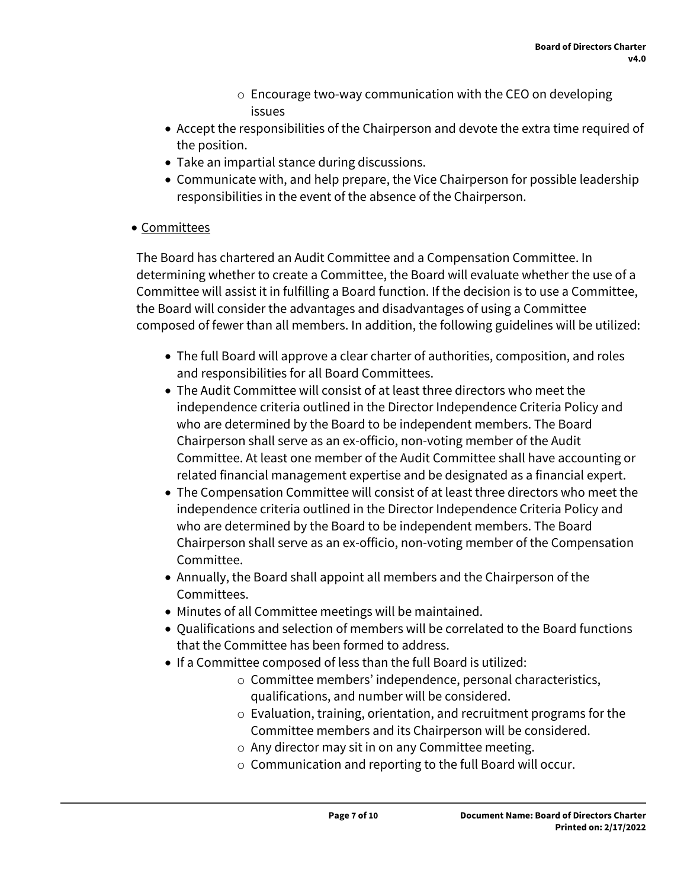- Encourage two-way communication with the CEO on developing issues
- Accept the responsibilities of the Chairperson and devote the extra time required of the position.
- Take an impartial stance during discussions.
- Communicate with, and help prepare, the Vice Chairperson for possible leadership responsibilities in the event of the absence of the Chairperson.

- <u>Committees</u>

The Board has chartered an Audit Committee and a Compensation Committee. In determining whether to create a Committee, the Board will evaluate whether the use of a Committee will assist it in fulfilling a Board function. If the decision is to use a Committee, the Board will consider the advantages and disadvantages of using a Committee composed of fewer than all members. In addition, the following guidelines will be utilized:

- The full Board will approve a clear charter of authorities, composition, and roles and responsibilities for all Board Committees.
- The Audit Committee will consist of at least three directors who meet the independence criteria outlined in the Director Independence Criteria Policy and who are determined by the Board to be independent members. The Board Chairperson shall serve as an ex-officio, non-voting member of the Audit Committee. At least one member of the Audit Committee shall have accounting or related financial management expertise and be designated as a financial expert.
- The Compensation Committee will consist of at least three directors who meet the independence criteria outlined in the Director Independence Criteria Policy and who are determined by the Board to be independent members. The Board Chairperson shall serve as an ex-officio, non-voting member of the Compensation Committee.
- Annually, the Board shall appoint all members and the Chairperson of the Committees.
- Minutes of all Committee meetings will be maintained.
- Qualifications and selection of members will be correlated to the Board functions that the Committee has been formed to address.
- If a Committee composed of less than the full Board is utilized:
  - Committee members' independence, personal characteristics, qualifications, and number will be considered.
  - Evaluation, training, orientation, and recruitment programs for the Committee members and its Chairperson will be considered.
  - Any director may sit in on any Committee meeting.
  - Communication and reporting to the full Board will occur.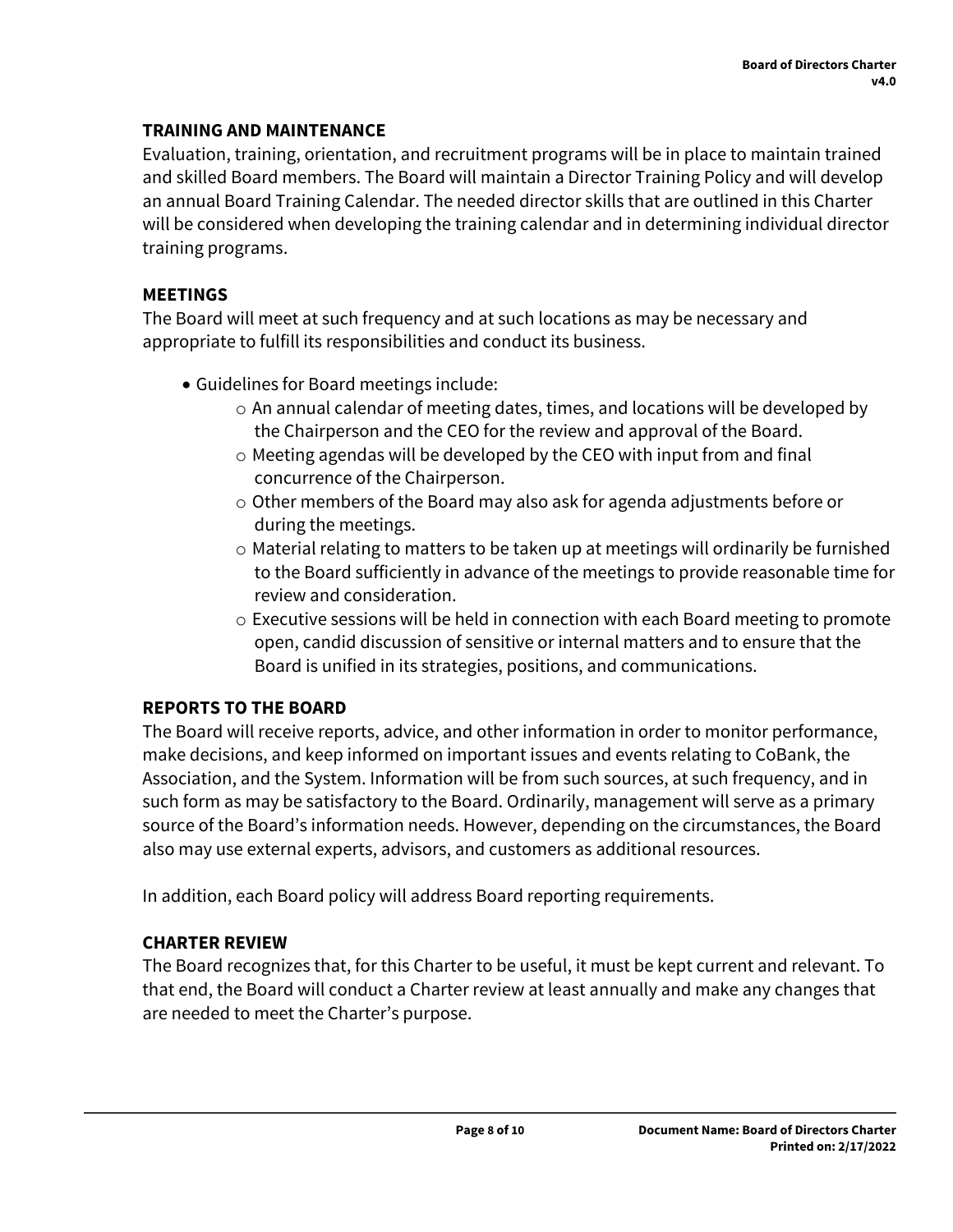## TRAINING AND MAINTENANCE

Evaluation, training, orientation, and recruitment programs will be in place to maintain trained and skilled Board members. The Board will maintain a Director Training Policy and will develop an annual Board Training Calendar. The needed director skills that are outlined in this Charter will be considered when developing the training calendar and in determining individual director training programs.

## MEETINGS

The Board will meet at such frequency and at such locations as may be necessary and appropriate to fulfill its responsibilities and conduct its business.

- Guidelines for Board meetings include:
  - An annual calendar of meeting dates, times, and locations will be developed by the Chairperson and the CEO for the review and approval of the Board.
  - Meeting agendas will be developed by the CEO with input from and final concurrence of the Chairperson.
  - Other members of the Board may also ask for agenda adjustments before or during the meetings.
  - Material relating to matters to be taken up at meetings will ordinarily be furnished to the Board sufficiently in advance of the meetings to provide reasonable time for review and consideration.
  - Executive sessions will be held in connection with each Board meeting to promote open, candid discussion of sensitive or internal matters and to ensure that the Board is unified in its strategies, positions, and communications.

## REPORTS TO THE BOARD

The Board will receive reports, advice, and other information in order to monitor performance, make decisions, and keep informed on important issues and events relating to CoBank, the Association, and the System. Information will be from such sources, at such frequency, and in such form as may be satisfactory to the Board. Ordinarily, management will serve as a primary source of the Board's information needs. However, depending on the circumstances, the Board also may use external experts, advisors, and customers as additional resources.

In addition, each Board policy will address Board reporting requirements.

## CHARTER REVIEW

The Board recognizes that, for this Charter to be useful, it must be kept current and relevant. To that end, the Board will conduct a Charter review at least annually and make any changes that are needed to meet the Charter's purpose.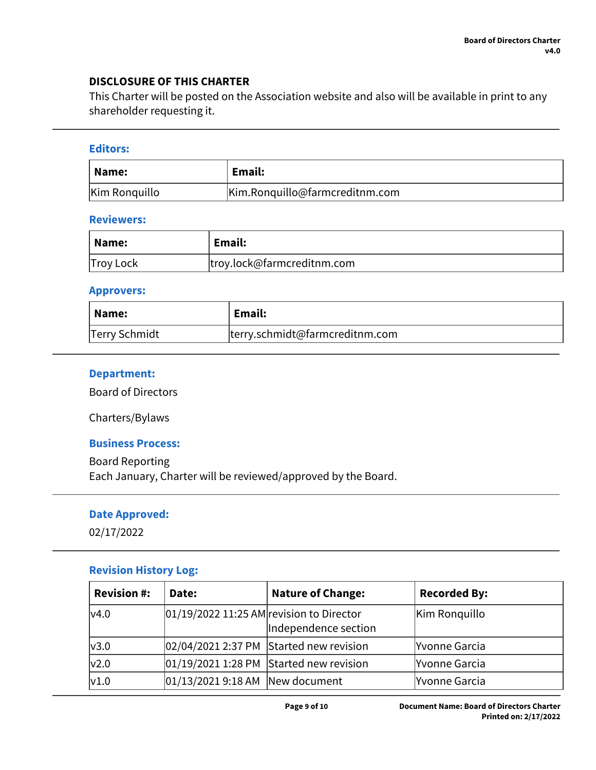## DISCLOSURE OF THIS CHARTER

This Charter will be posted on the Association website and also will be available in print to any shareholder requesting it.

---

### Editors:

| Name: | Email: |
|---|---|
| Kim Ronquillo | Kim.Ronquillo@farmcreditnm.com |

### Reviewers:

| Name: | Email: |
|---|---|
| Troy Lock | troy.lock@farmcreditnm.com |

### Approvers:

| Name: | Email: |
|---|---|
| Terry Schmidt | terry.schmidt@farmcreditnm.com |

---

### Department:

Board of Directors

Charters/Bylaws

### Business Process:

Board Reporting
Each January, Charter will be reviewed/approved by the Board.

---

### Date Approved:

02/17/2022

---

### Revision History Log:

| Revision #: | Date: | Nature of Change: | Recorded By: |
|---|---|---|---|
| v4.0 | 01/19/2022 11:25 AM | revision to Director Independence section | Kim Ronquillo |
| v3.0 | 02/04/2021 2:37 PM | Started new revision | Yvonne Garcia |
| v2.0 | 01/19/2021 1:28 PM | Started new revision | Yvonne Garcia |
| v1.0 | 01/13/2021 9:18 AM | New document | Yvonne Garcia |